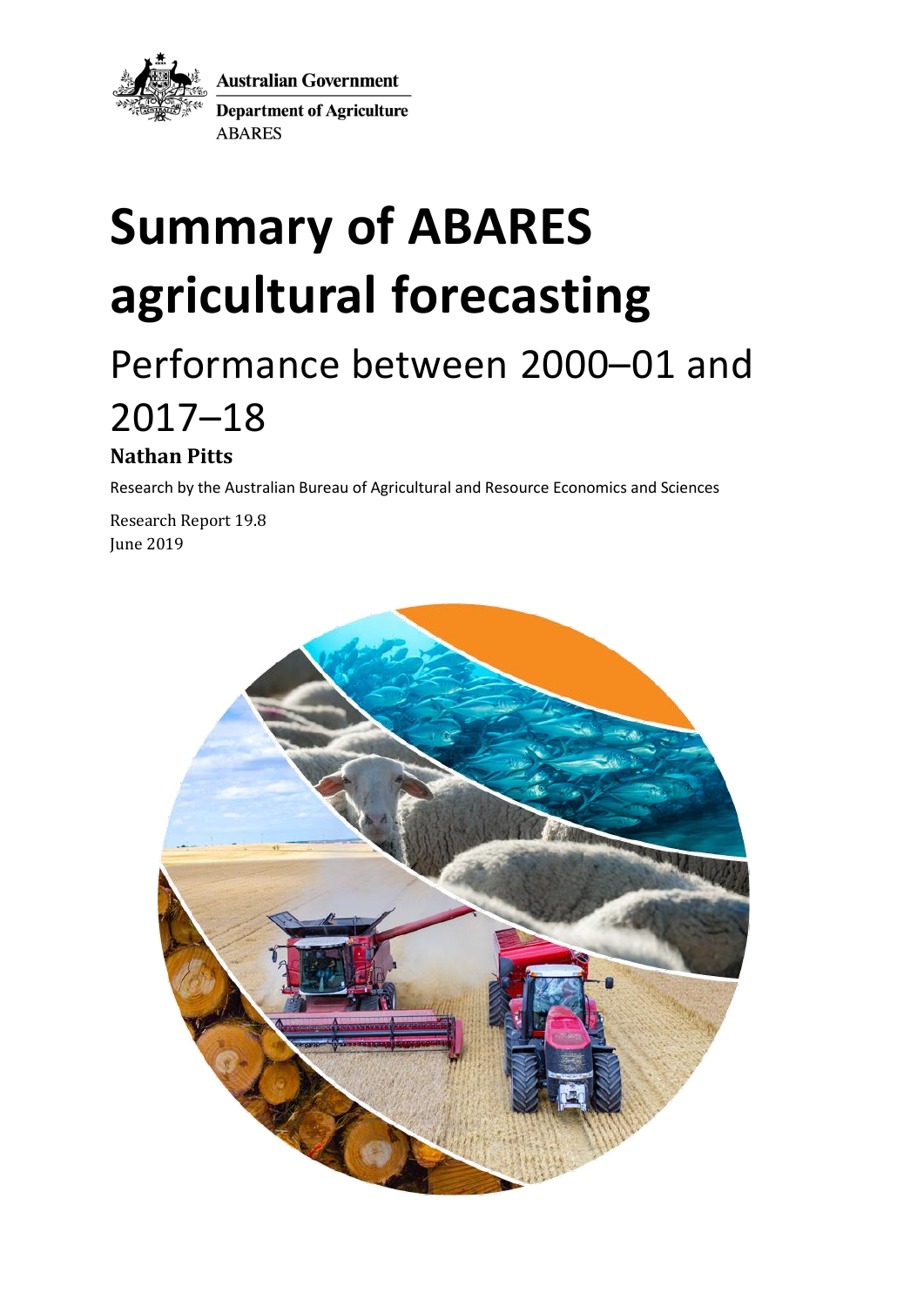Australian Government

Department of Agriculture

ABARES

# Summary of ABARES agricultural forecasting

## Performance between 2000–01 and 2017–18

**Nathan Pitts**

Research by the Australian Bureau of Agricultural and Resource Economics and Sciences

Research Report 19.8

June 2019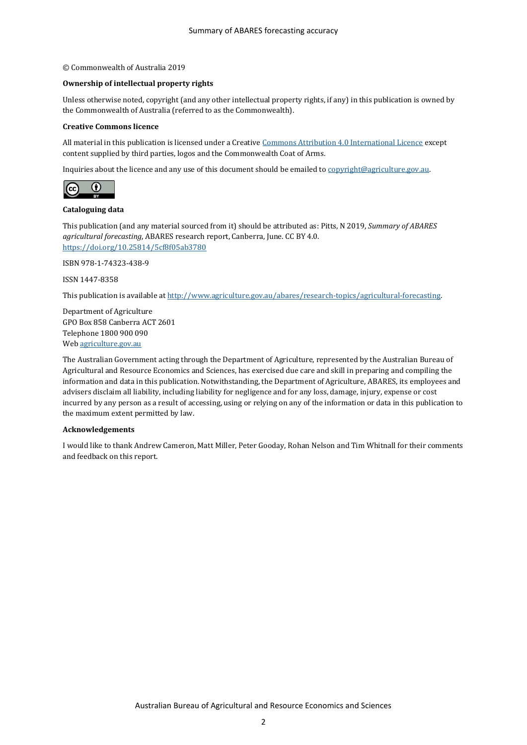© Commonwealth of Australia 2019

**Ownership of intellectual property rights**

Unless otherwise noted, copyright (and any other intellectual property rights, if any) in this publication is owned by the Commonwealth of Australia (referred to as the Commonwealth).

**Creative Commons licence**

All material in this publication is licensed under a Creative [Commons Attribution 4.0 International Licence](https://creativecommons.org/licenses/by/4.0/) except content supplied by third parties, logos and the Commonwealth Coat of Arms.

Inquiries about the licence and any use of this document should be emailed to [copyright@agriculture.gov.au](mailto:copyright@agriculture.gov.au).

**Cataloguing data**

This publication (and any material sourced from it) should be attributed as: Pitts, N 2019, *Summary of ABARES agricultural forecasting*, ABARES research report, Canberra, June. CC BY 4.0. [https://doi.org/10.25814/5cf8f05ab3780](https://doi.org/10.25814/5cf8f05ab3780)

ISBN 978-1-74323-438-9

ISSN 1447-8358

This publication is available at [http://www.agriculture.gov.au/abares/research-topics/agricultural-forecasting](http://www.agriculture.gov.au/abares/research-topics/agricultural-forecasting).

Department of Agriculture
GPO Box 858 Canberra ACT 2601
Telephone 1800 900 090
Web [agriculture.gov.au](http://agriculture.gov.au)

The Australian Government acting through the Department of Agriculture, represented by the Australian Bureau of Agricultural and Resource Economics and Sciences, has exercised due care and skill in preparing and compiling the information and data in this publication. Notwithstanding, the Department of Agriculture, ABARES, its employees and advisers disclaim all liability, including liability for negligence and for any loss, damage, injury, expense or cost incurred by any person as a result of accessing, using or relying on any of the information or data in this publication to the maximum extent permitted by law.

**Acknowledgements**

I would like to thank Andrew Cameron, Matt Miller, Peter Gooday, Rohan Nelson and Tim Whitnall for their comments and feedback on this report.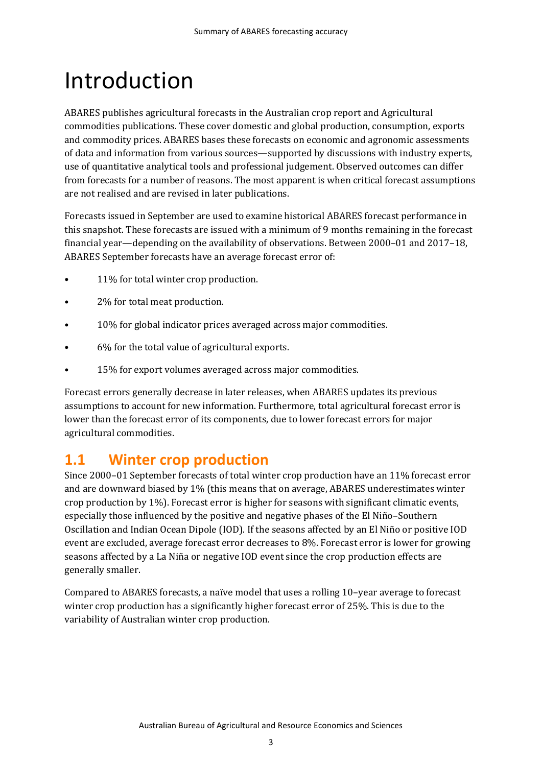# Introduction

ABARES publishes agricultural forecasts in the Australian crop report and Agricultural commodities publications. These cover domestic and global production, consumption, exports and commodity prices. ABARES bases these forecasts on economic and agronomic assessments of data and information from various sources—supported by discussions with industry experts, use of quantitative analytical tools and professional judgement. Observed outcomes can differ from forecasts for a number of reasons. The most apparent is when critical forecast assumptions are not realised and are revised in later publications.

Forecasts issued in September are used to examine historical ABARES forecast performance in this snapshot. These forecasts are issued with a minimum of 9 months remaining in the forecast financial year—depending on the availability of observations. Between 2000–01 and 2017–18, ABARES September forecasts have an average forecast error of:

- 11% for total winter crop production.
- 2% for total meat production.
- 10% for global indicator prices averaged across major commodities.
- 6% for the total value of agricultural exports.
- 15% for export volumes averaged across major commodities.

Forecast errors generally decrease in later releases, when ABARES updates its previous assumptions to account for new information. Furthermore, total agricultural forecast error is lower than the forecast error of its components, due to lower forecast errors for major agricultural commodities.

## 1.1 Winter crop production

Since 2000–01 September forecasts of total winter crop production have an 11% forecast error and are downward biased by 1% (this means that on average, ABARES underestimates winter crop production by 1%). Forecast error is higher for seasons with significant climatic events, especially those influenced by the positive and negative phases of the El Niño–Southern Oscillation and Indian Ocean Dipole (IOD). If the seasons affected by an El Niño or positive IOD event are excluded, average forecast error decreases to 8%. Forecast error is lower for growing seasons affected by a La Niña or negative IOD event since the crop production effects are generally smaller.

Compared to ABARES forecasts, a naïve model that uses a rolling 10–year average to forecast winter crop production has a significantly higher forecast error of 25%. This is due to the variability of Australian winter crop production.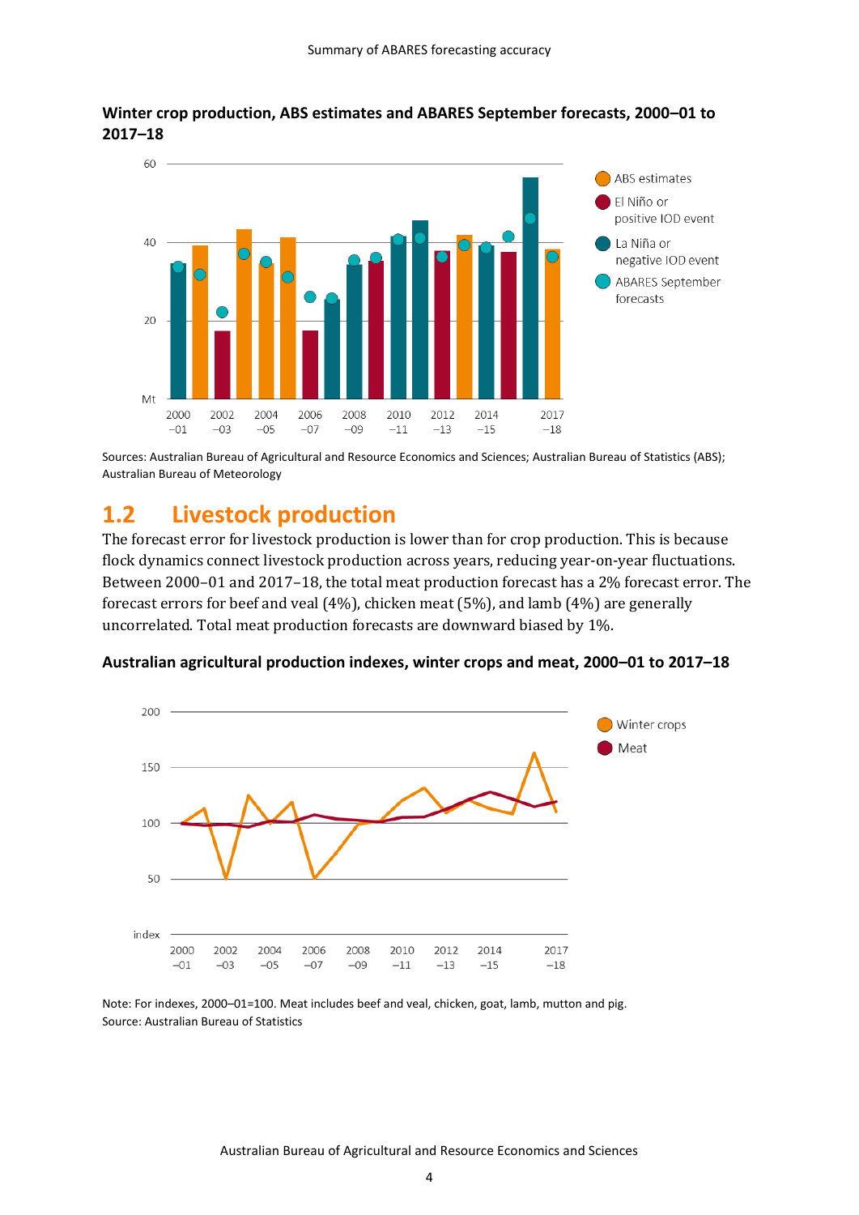**Winter crop production, ABS estimates and ABARES September forecasts, 2000–01 to 2017–18**

Sources: Australian Bureau of Agricultural and Resource Economics and Sciences; Australian Bureau of Statistics (ABS); Australian Bureau of Meteorology

## 1.2 Livestock production

The forecast error for livestock production is lower than for crop production. This is because flock dynamics connect livestock production across years, reducing year-on-year fluctuations. Between 2000–01 and 2017–18, the total meat production forecast has a 2% forecast error. The forecast errors for beef and veal (4%), chicken meat (5%), and lamb (4%) are generally uncorrelated. Total meat production forecasts are downward biased by 1%.

**Australian agricultural production indexes, winter crops and meat, 2000–01 to 2017–18**

Note: For indexes, 2000–01=100. Meat includes beef and veal, chicken, goat, lamb, mutton and pig.
Source: Australian Bureau of Statistics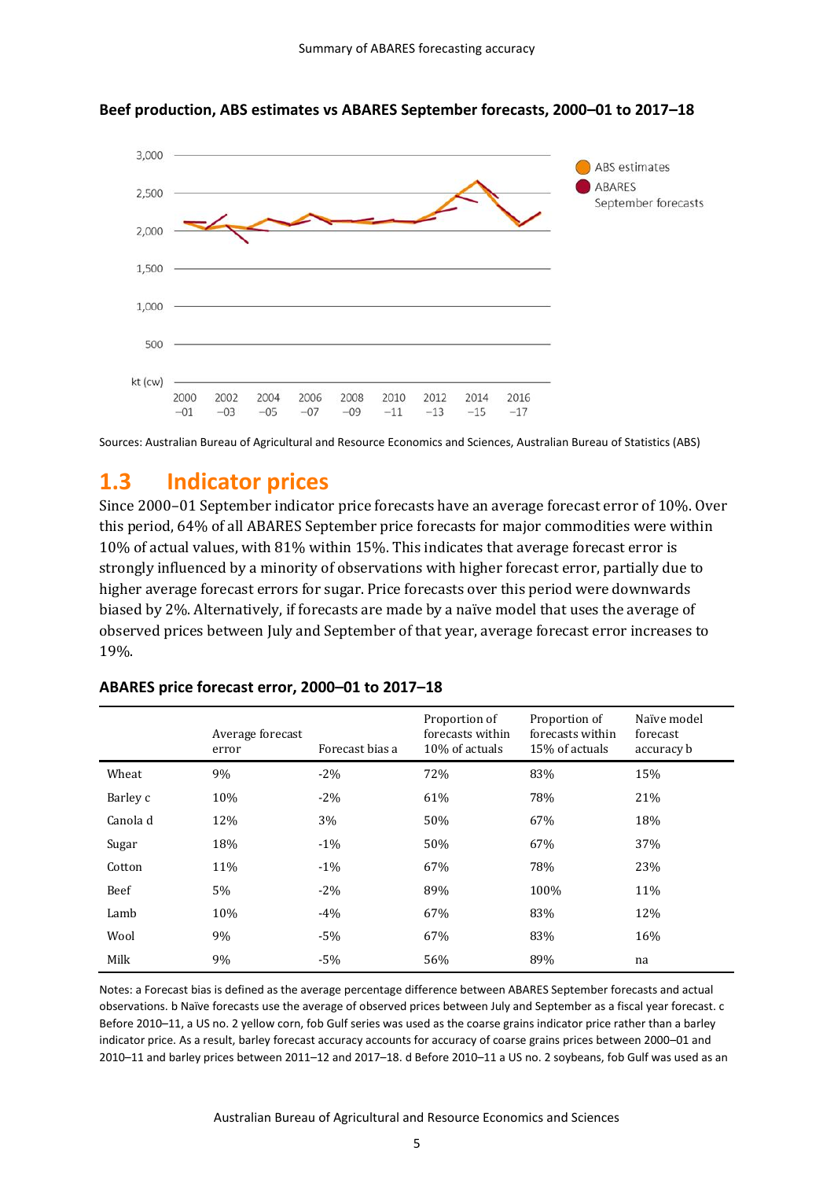**Beef production, ABS estimates vs ABARES September forecasts, 2000–01 to 2017–18**

Sources: Australian Bureau of Agricultural and Resource Economics and Sciences, Australian Bureau of Statistics (ABS)

## 1.3 Indicator prices

Since 2000–01 September indicator price forecasts have an average forecast error of 10%. Over this period, 64% of all ABARES September price forecasts for major commodities were within 10% of actual values, with 81% within 15%. This indicates that average forecast error is strongly influenced by a minority of observations with higher forecast error, partially due to higher average forecast errors for sugar. Price forecasts over this period were downwards biased by 2%. Alternatively, if forecasts are made by a naïve model that uses the average of observed prices between July and September of that year, average forecast error increases to 19%.

**ABARES price forecast error, 2000–01 to 2017–18**

| | Average forecast error | Forecast bias a | Proportion of forecasts within 10% of actuals | Proportion of forecasts within 15% of actuals | Naïve model forecast accuracy b |
|---|---|---|---|---|---|
| Wheat | 9% | -2% | 72% | 83% | 15% |
| Barley c | 10% | -2% | 61% | 78% | 21% |
| Canola d | 12% | 3% | 50% | 67% | 18% |
| Sugar | 18% | -1% | 50% | 67% | 37% |
| Cotton | 11% | -1% | 67% | 78% | 23% |
| Beef | 5% | -2% | 89% | 100% | 11% |
| Lamb | 10% | -4% | 67% | 83% | 12% |
| Wool | 9% | -5% | 67% | 83% | 16% |
| Milk | 9% | -5% | 56% | 89% | na |

Notes: a Forecast bias is defined as the average percentage difference between ABARES September forecasts and actual observations. b Naïve forecasts use the average of observed prices between July and September as a fiscal year forecast. c Before 2010–11, a US no. 2 yellow corn, fob Gulf series was used as the coarse grains indicator price rather than a barley indicator price. As a result, barley forecast accuracy accounts for accuracy of coarse grains prices between 2000–01 and 2010–11 and barley prices between 2011–12 and 2017–18. d Before 2010–11 a US no. 2 soybeans, fob Gulf was used as an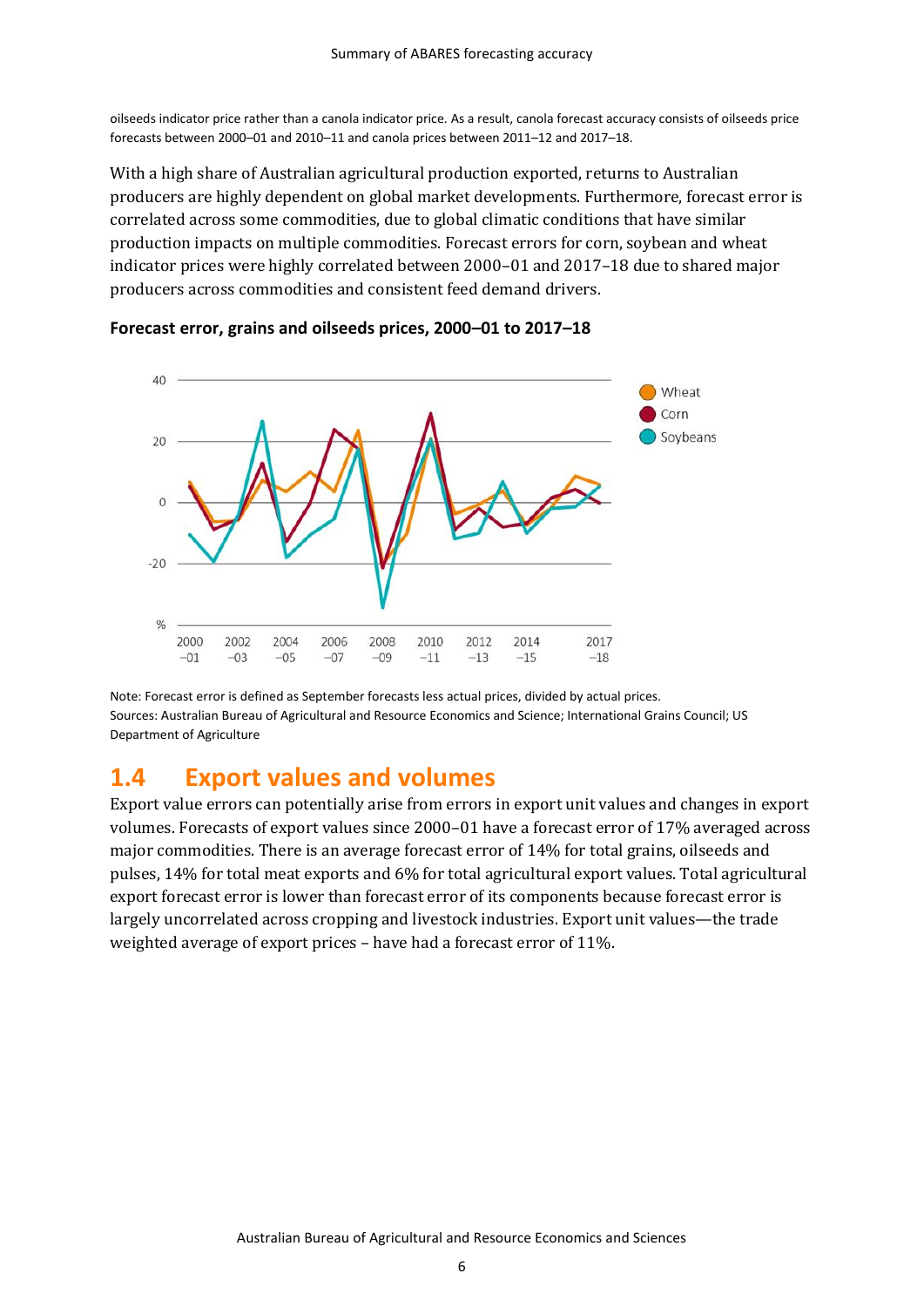oilseeds indicator price rather than a canola indicator price. As a result, canola forecast accuracy consists of oilseeds price forecasts between 2000–01 and 2010–11 and canola prices between 2011–12 and 2017–18.

With a high share of Australian agricultural production exported, returns to Australian producers are highly dependent on global market developments. Furthermore, forecast error is correlated across some commodities, due to global climatic conditions that have similar production impacts on multiple commodities. Forecast errors for corn, soybean and wheat indicator prices were highly correlated between 2000–01 and 2017–18 due to shared major producers across commodities and consistent feed demand drivers.

**Forecast error, grains and oilseeds prices, 2000–01 to 2017–18**

Note: Forecast error is defined as September forecasts less actual prices, divided by actual prices.
Sources: Australian Bureau of Agricultural and Resource Economics and Science; International Grains Council; US Department of Agriculture

## 1.4 Export values and volumes

Export value errors can potentially arise from errors in export unit values and changes in export volumes. Forecasts of export values since 2000–01 have a forecast error of 17% averaged across major commodities. There is an average forecast error of 14% for total grains, oilseeds and pulses, 14% for total meat exports and 6% for total agricultural export values. Total agricultural export forecast error is lower than forecast error of its components because forecast error is largely uncorrelated across cropping and livestock industries. Export unit values—the trade weighted average of export prices – have had a forecast error of 11%.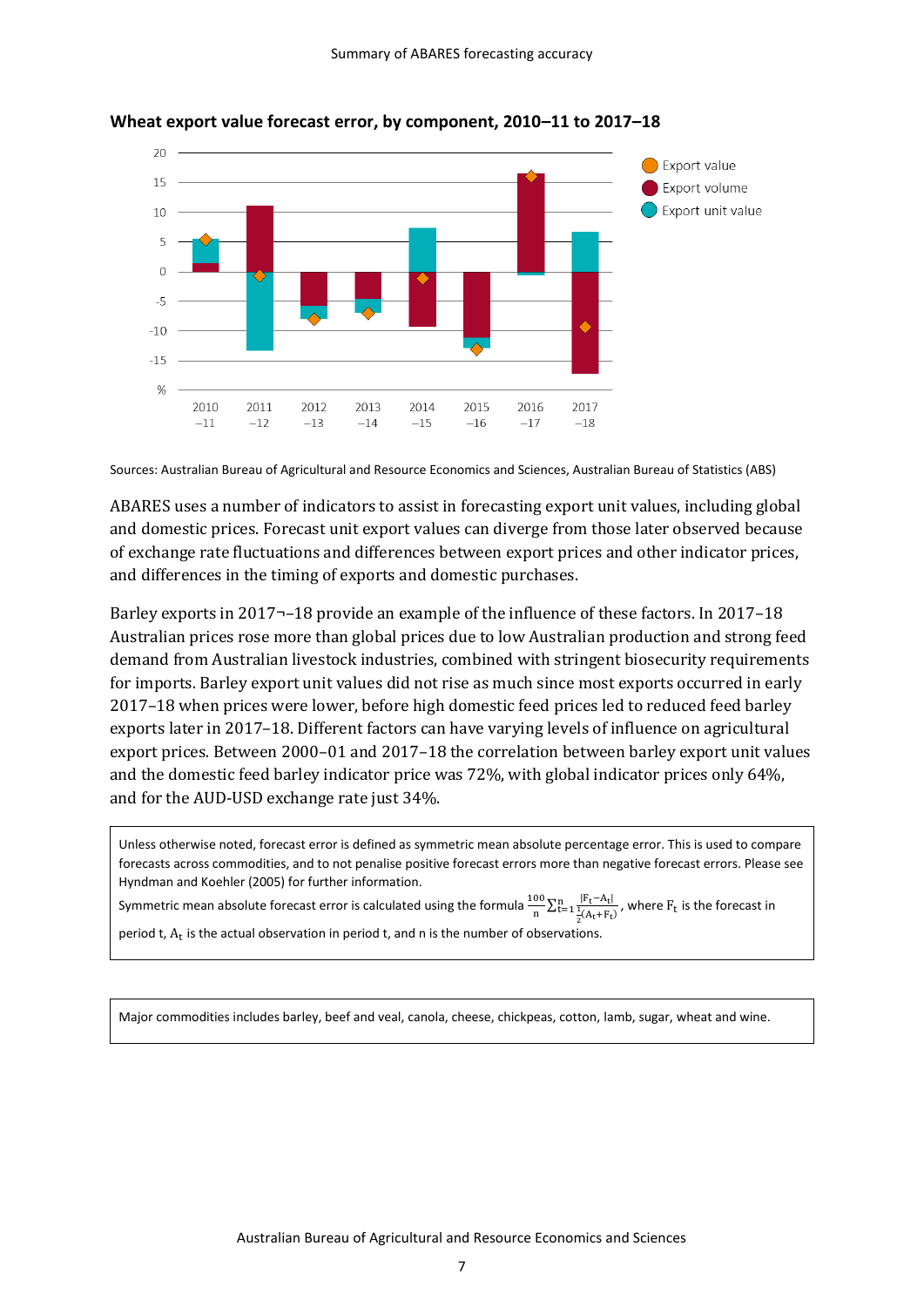### Wheat export value forecast error, by component, 2010–11 to 2017–18

20
15
10
5
0
-5
-10
-15
%

2010–11
2011–12
2012–13
2013–14
2014–15
2015–16
2016–17
2017–18

Export value
Export volume
Export unit value

Sources: Australian Bureau of Agricultural and Resource Economics and Sciences, Australian Bureau of Statistics (ABS)

ABARES uses a number of indicators to assist in forecasting export unit values, including global and domestic prices. Forecast unit export values can diverge from those later observed because of exchange rate fluctuations and differences between export prices and other indicator prices, and differences in the timing of exports and domestic purchases.

Barley exports in 2017¬–18 provide an example of the influence of these factors. In 2017–18 Australian prices rose more than global prices due to low Australian production and strong feed demand from Australian livestock industries, combined with stringent biosecurity requirements for imports. Barley export unit values did not rise as much since most exports occurred in early 2017–18 when prices were lower, before high domestic feed prices led to reduced feed barley exports later in 2017–18. Different factors can have varying levels of influence on agricultural export prices. Between 2000–01 and 2017–18 the correlation between barley export unit values and the domestic feed barley indicator price was 72%, with global indicator prices only 64%, and for the AUD-USD exchange rate just 34%.

Unless otherwise noted, forecast error is defined as symmetric mean absolute percentage error. This is used to compare forecasts across commodities, and to not penalise positive forecast errors more than negative forecast errors. Please see Hyndman and Koehler (2005) for further information.

Symmetric mean absolute forecast error is calculated using the formula $\frac{100}{n}\sum_{t=1}^{n}\frac{|F_t - A_t|}{\frac{1}{2}(A_t + F_t)}$, where $F_t$ is the forecast in period t, $A_t$ is the actual observation in period t, and n is the number of observations.

Major commodities includes barley, beef and veal, canola, cheese, chickpeas, cotton, lamb, sugar, wheat and wine.